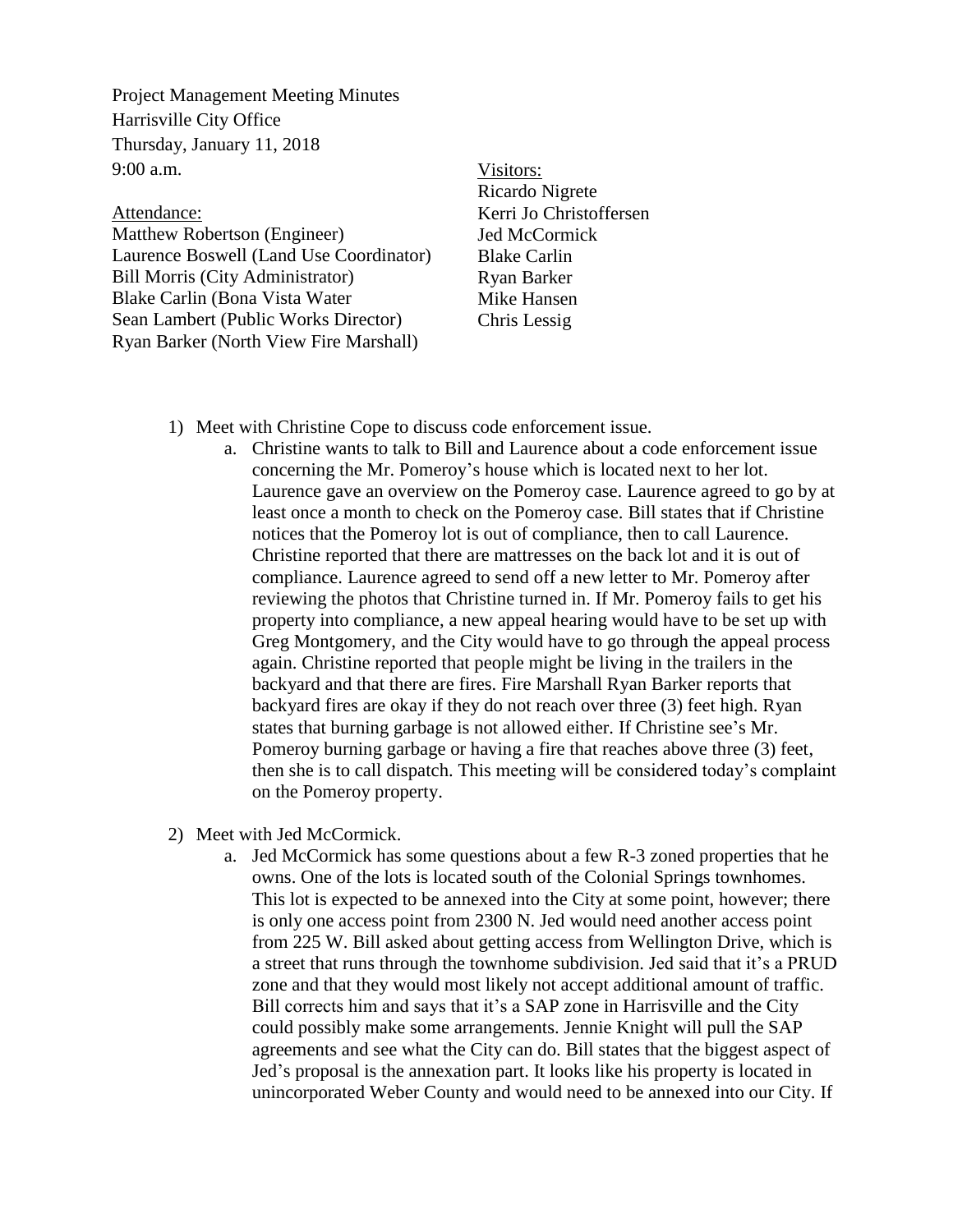Project Management Meeting Minutes
Harrisville City Office
Thursday, January 11, 2018
9:00 a.m.

Attendance:
Matthew Robertson (Engineer)
Laurence Boswell (Land Use Coordinator)
Bill Morris (City Administrator)
Blake Carlin (Bona Vista Water
Sean Lambert (Public Works Director)
Ryan Barker (North View Fire Marshall)

Visitors:
Ricardo Nigrete
Kerri Jo Christoffersen
Jed McCormick
Blake Carlin
Ryan Barker
Mike Hansen
Chris Lessig

1) Meet with Christine Cope to discuss code enforcement issue.
   a. Christine wants to talk to Bill and Laurence about a code enforcement issue concerning the Mr. Pomeroy's house which is located next to her lot. Laurence gave an overview on the Pomeroy case. Laurence agreed to go by at least once a month to check on the Pomeroy case. Bill states that if Christine notices that the Pomeroy lot is out of compliance, then to call Laurence. Christine reported that there are mattresses on the back lot and it is out of compliance. Laurence agreed to send off a new letter to Mr. Pomeroy after reviewing the photos that Christine turned in. If Mr. Pomeroy fails to get his property into compliance, a new appeal hearing would have to be set up with Greg Montgomery, and the City would have to go through the appeal process again. Christine reported that people might be living in the trailers in the backyard and that there are fires. Fire Marshall Ryan Barker reports that backyard fires are okay if they do not reach over three (3) feet high. Ryan states that burning garbage is not allowed either. If Christine see's Mr. Pomeroy burning garbage or having a fire that reaches above three (3) feet, then she is to call dispatch. This meeting will be considered today's complaint on the Pomeroy property.

2) Meet with Jed McCormick.
   a. Jed McCormick has some questions about a few R-3 zoned properties that he owns. One of the lots is located south of the Colonial Springs townhomes. This lot is expected to be annexed into the City at some point, however; there is only one access point from 2300 N. Jed would need another access point from 225 W. Bill asked about getting access from Wellington Drive, which is a street that runs through the townhome subdivision. Jed said that it's a PRUD zone and that they would most likely not accept additional amount of traffic. Bill corrects him and says that it's a SAP zone in Harrisville and the City could possibly make some arrangements. Jennie Knight will pull the SAP agreements and see what the City can do. Bill states that the biggest aspect of Jed's proposal is the annexation part. It looks like his property is located in unincorporated Weber County and would need to be annexed into our City. If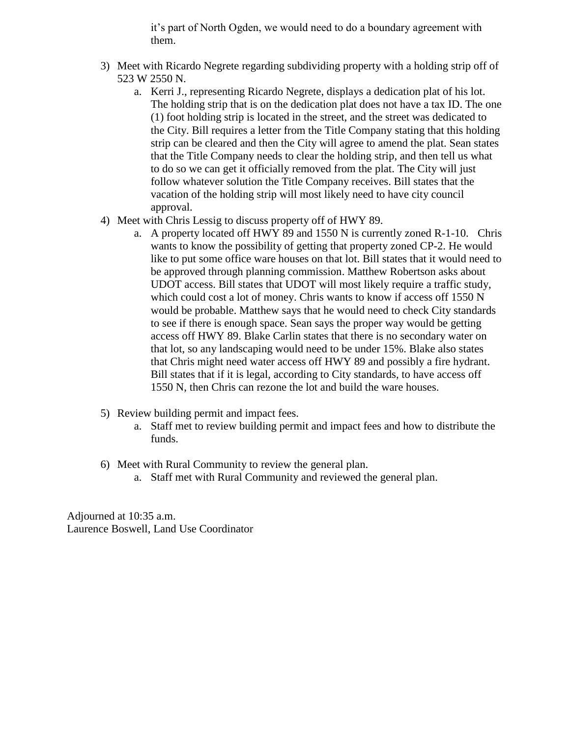it's part of North Ogden, we would need to do a boundary agreement with them.

3) Meet with Ricardo Negrete regarding subdividing property with a holding strip off of 523 W 2550 N.
   a. Kerri J., representing Ricardo Negrete, displays a dedication plat of his lot. The holding strip that is on the dedication plat does not have a tax ID. The one (1) foot holding strip is located in the street, and the street was dedicated to the City. Bill requires a letter from the Title Company stating that this holding strip can be cleared and then the City will agree to amend the plat. Sean states that the Title Company needs to clear the holding strip, and then tell us what to do so we can get it officially removed from the plat. The City will just follow whatever solution the Title Company receives. Bill states that the vacation of the holding strip will most likely need to have city council approval.
4) Meet with Chris Lessig to discuss property off of HWY 89.
   a. A property located off HWY 89 and 1550 N is currently zoned R-1-10. Chris wants to know the possibility of getting that property zoned CP-2. He would like to put some office ware houses on that lot. Bill states that it would need to be approved through planning commission. Matthew Robertson asks about UDOT access. Bill states that UDOT will most likely require a traffic study, which could cost a lot of money. Chris wants to know if access off 1550 N would be probable. Matthew says that he would need to check City standards to see if there is enough space. Sean says the proper way would be getting access off HWY 89. Blake Carlin states that there is no secondary water on that lot, so any landscaping would need to be under 15%. Blake also states that Chris might need water access off HWY 89 and possibly a fire hydrant. Bill states that if it is legal, according to City standards, to have access off 1550 N, then Chris can rezone the lot and build the ware houses.

5) Review building permit and impact fees.
   a. Staff met to review building permit and impact fees and how to distribute the funds.

6) Meet with Rural Community to review the general plan.
   a. Staff met with Rural Community and reviewed the general plan.

Adjourned at 10:35 a.m.
Laurence Boswell, Land Use Coordinator